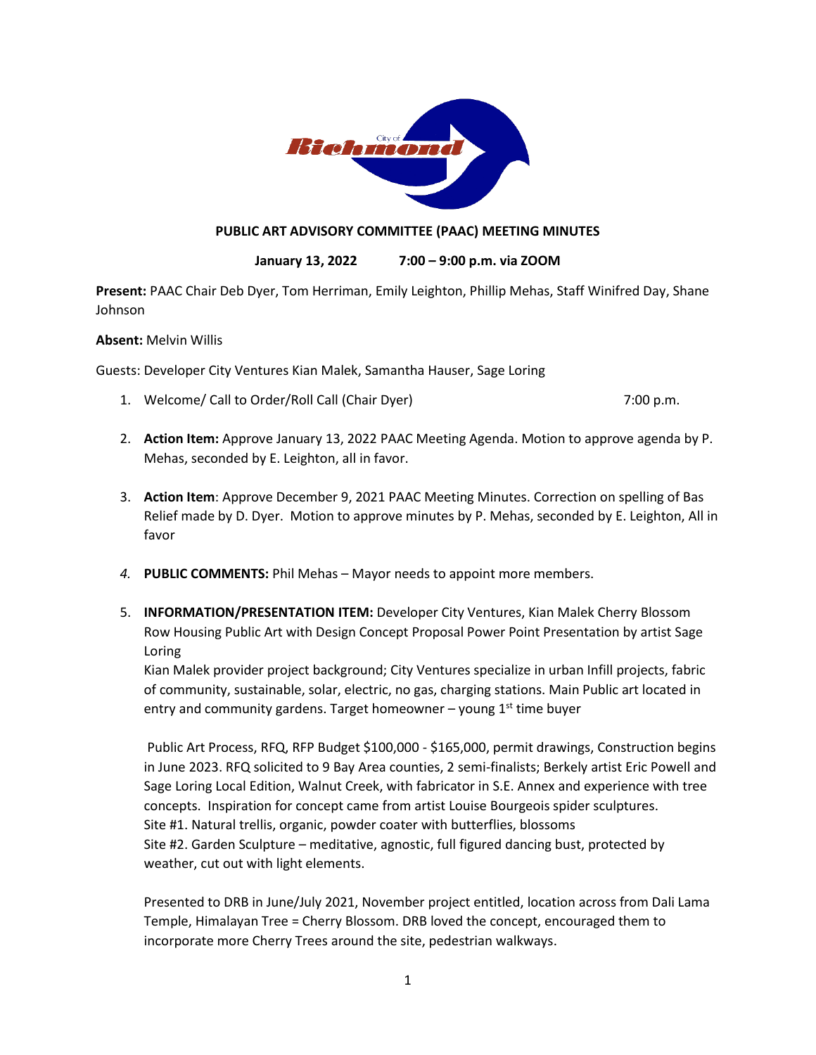**PUBLIC ART ADVISORY COMMITTEE (PAAC) MEETING MINUTES**

**January 13, 2022 7:00 – 9:00 p.m. via ZOOM**

**Present:** PAAC Chair Deb Dyer, Tom Herriman, Emily Leighton, Phillip Mehas, Staff Winifred Day, Shane Johnson

**Absent:** Melvin Willis

Guests: Developer City Ventures Kian Malek, Samantha Hauser, Sage Loring

1. Welcome/ Call to Order/Roll Call (Chair Dyer) 7:00 p.m.

2. **Action Item:** Approve January 13, 2022 PAAC Meeting Agenda. Motion to approve agenda by P. Mehas, seconded by E. Leighton, all in favor.

3. **Action Item**: Approve December 9, 2021 PAAC Meeting Minutes. Correction on spelling of Bas Relief made by D. Dyer. Motion to approve minutes by P. Mehas, seconded by E. Leighton, All in favor

4. **PUBLIC COMMENTS:** Phil Mehas – Mayor needs to appoint more members.

5. **INFORMATION/PRESENTATION ITEM:** Developer City Ventures, Kian Malek Cherry Blossom Row Housing Public Art with Design Concept Proposal Power Point Presentation by artist Sage Loring

   Kian Malek provider project background; City Ventures specialize in urban Infill projects, fabric of community, sustainable, solar, electric, no gas, charging stations. Main Public art located in entry and community gardens. Target homeowner – young 1st time buyer

   Public Art Process, RFQ, RFP Budget $100,000 - $165,000, permit drawings, Construction begins in June 2023. RFQ solicited to 9 Bay Area counties, 2 semi-finalists; Berkely artist Eric Powell and Sage Loring Local Edition, Walnut Creek, with fabricator in S.E. Annex and experience with tree concepts. Inspiration for concept came from artist Louise Bourgeois spider sculptures.
   Site #1. Natural trellis, organic, powder coater with butterflies, blossoms
   Site #2. Garden Sculpture – meditative, agnostic, full figured dancing bust, protected by weather, cut out with light elements.

   Presented to DRB in June/July 2021, November project entitled, location across from Dali Lama Temple, Himalayan Tree = Cherry Blossom. DRB loved the concept, encouraged them to incorporate more Cherry Trees around the site, pedestrian walkways.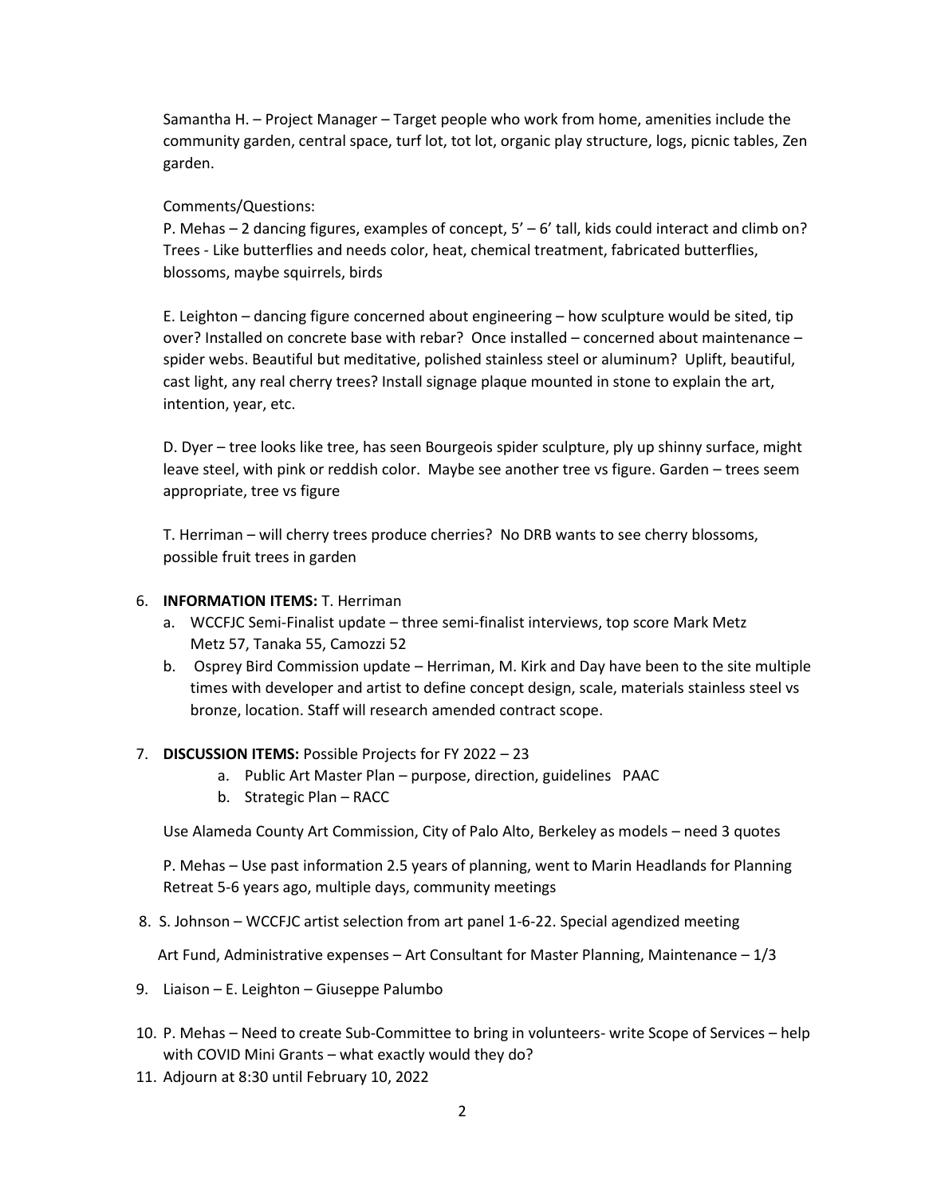Samantha H. – Project Manager – Target people who work from home, amenities include the community garden, central space, turf lot, tot lot, organic play structure, logs, picnic tables, Zen garden.

Comments/Questions:
P. Mehas – 2 dancing figures, examples of concept, 5' – 6' tall, kids could interact and climb on? Trees - Like butterflies and needs color, heat, chemical treatment, fabricated butterflies, blossoms, maybe squirrels, birds

E. Leighton – dancing figure concerned about engineering – how sculpture would be sited, tip over? Installed on concrete base with rebar? Once installed – concerned about maintenance – spider webs. Beautiful but meditative, polished stainless steel or aluminum? Uplift, beautiful, cast light, any real cherry trees? Install signage plaque mounted in stone to explain the art, intention, year, etc.

D. Dyer – tree looks like tree, has seen Bourgeois spider sculpture, ply up shinny surface, might leave steel, with pink or reddish color. Maybe see another tree vs figure. Garden – trees seem appropriate, tree vs figure

T. Herriman – will cherry trees produce cherries? No DRB wants to see cherry blossoms, possible fruit trees in garden

6. **INFORMATION ITEMS:** T. Herriman
   a. WCCFJC Semi-Finalist update – three semi-finalist interviews, top score Mark Metz Metz 57, Tanaka 55, Camozzi 52
   b. Osprey Bird Commission update – Herriman, M. Kirk and Day have been to the site multiple times with developer and artist to define concept design, scale, materials stainless steel vs bronze, location. Staff will research amended contract scope.

7. **DISCUSSION ITEMS:** Possible Projects for FY 2022 – 23
   a. Public Art Master Plan – purpose, direction, guidelines PAAC
   b. Strategic Plan – RACC

   Use Alameda County Art Commission, City of Palo Alto, Berkeley as models – need 3 quotes

   P. Mehas – Use past information 2.5 years of planning, went to Marin Headlands for Planning Retreat 5-6 years ago, multiple days, community meetings

8. S. Johnson – WCCFJC artist selection from art panel 1-6-22. Special agendized meeting

   Art Fund, Administrative expenses – Art Consultant for Master Planning, Maintenance – 1/3

9. Liaison – E. Leighton – Giuseppe Palumbo

10. P. Mehas – Need to create Sub-Committee to bring in volunteers- write Scope of Services – help with COVID Mini Grants – what exactly would they do?

11. Adjourn at 8:30 until February 10, 2022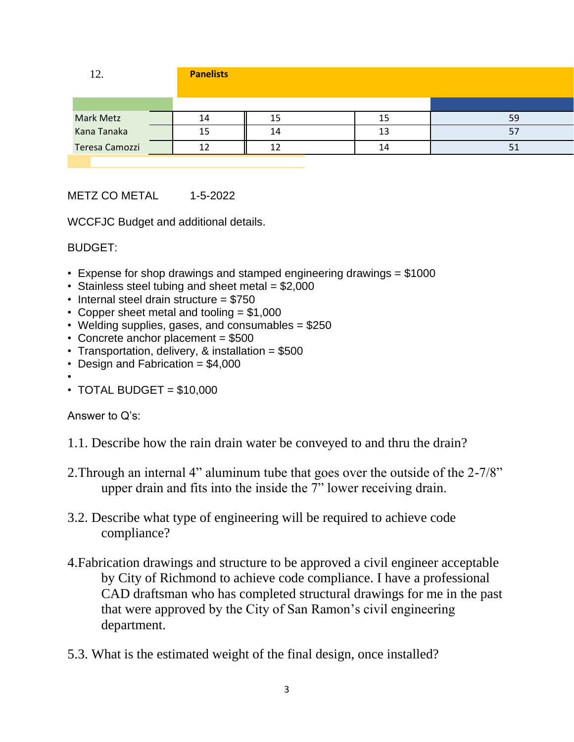12.

**Panelists**

| | | | | |
|---|---|---|---|---|
| Mark Metz | 14 | 15 | 15 | 59 |
| Kana Tanaka | 15 | 14 | 13 | 57 |
| Teresa Camozzi | 12 | 12 | 14 | 51 |

METZ CO METAL 1-5-2022

WCCFJC Budget and additional details.

BUDGET:

- Expense for shop drawings and stamped engineering drawings = $1000
- Stainless steel tubing and sheet metal = $2,000
- Internal steel drain structure = $750
- Copper sheet metal and tooling = $1,000
- Welding supplies, gases, and consumables = $250
- Concrete anchor placement = $500
- Transportation, delivery, & installation = $500
- Design and Fabrication = $4,000
-
- TOTAL BUDGET = $10,000

Answer to Q's:

1.1. Describe how the rain drain water be conveyed to and thru the drain?

2.Through an internal 4" aluminum tube that goes over the outside of the 2-7/8" upper drain and fits into the inside the 7" lower receiving drain.

3.2. Describe what type of engineering will be required to achieve code compliance?

4.Fabrication drawings and structure to be approved a civil engineer acceptable by City of Richmond to achieve code compliance. I have a professional CAD draftsman who has completed structural drawings for me in the past that were approved by the City of San Ramon's civil engineering department.

5.3. What is the estimated weight of the final design, once installed?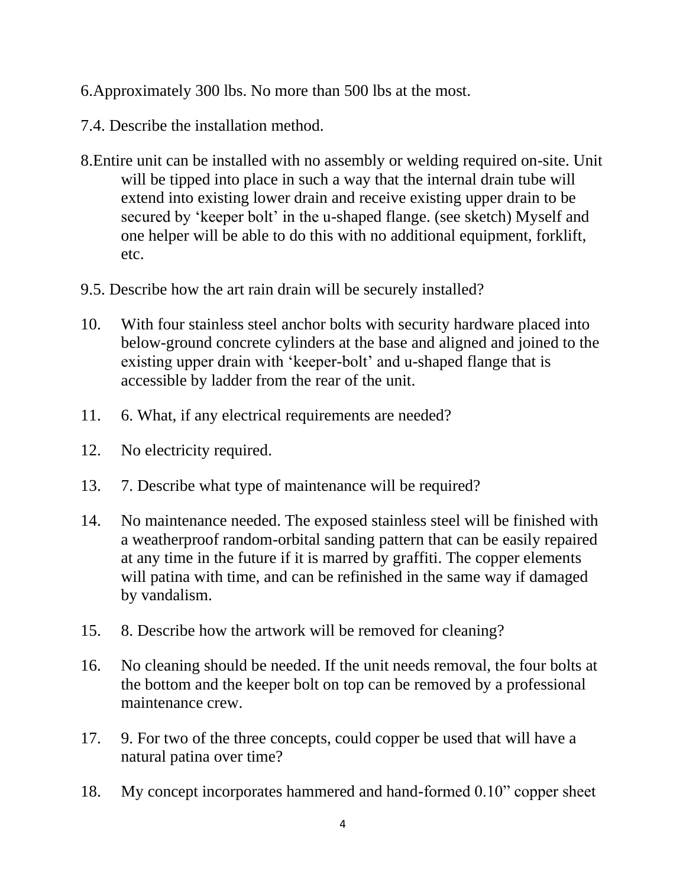6.Approximately 300 lbs. No more than 500 lbs at the most.

7.4. Describe the installation method.

8.Entire unit can be installed with no assembly or welding required on-site. Unit will be tipped into place in such a way that the internal drain tube will extend into existing lower drain and receive existing upper drain to be secured by 'keeper bolt' in the u-shaped flange. (see sketch) Myself and one helper will be able to do this with no additional equipment, forklift, etc.

9.5. Describe how the art rain drain will be securely installed?

10. With four stainless steel anchor bolts with security hardware placed into below-ground concrete cylinders at the base and aligned and joined to the existing upper drain with 'keeper-bolt' and u-shaped flange that is accessible by ladder from the rear of the unit.

11. 6. What, if any electrical requirements are needed?

12. No electricity required.

13. 7. Describe what type of maintenance will be required?

14. No maintenance needed. The exposed stainless steel will be finished with a weatherproof random-orbital sanding pattern that can be easily repaired at any time in the future if it is marred by graffiti. The copper elements will patina with time, and can be refinished in the same way if damaged by vandalism.

15. 8. Describe how the artwork will be removed for cleaning?

16. No cleaning should be needed. If the unit needs removal, the four bolts at the bottom and the keeper bolt on top can be removed by a professional maintenance crew.

17. 9. For two of the three concepts, could copper be used that will have a natural patina over time?

18. My concept incorporates hammered and hand-formed 0.10" copper sheet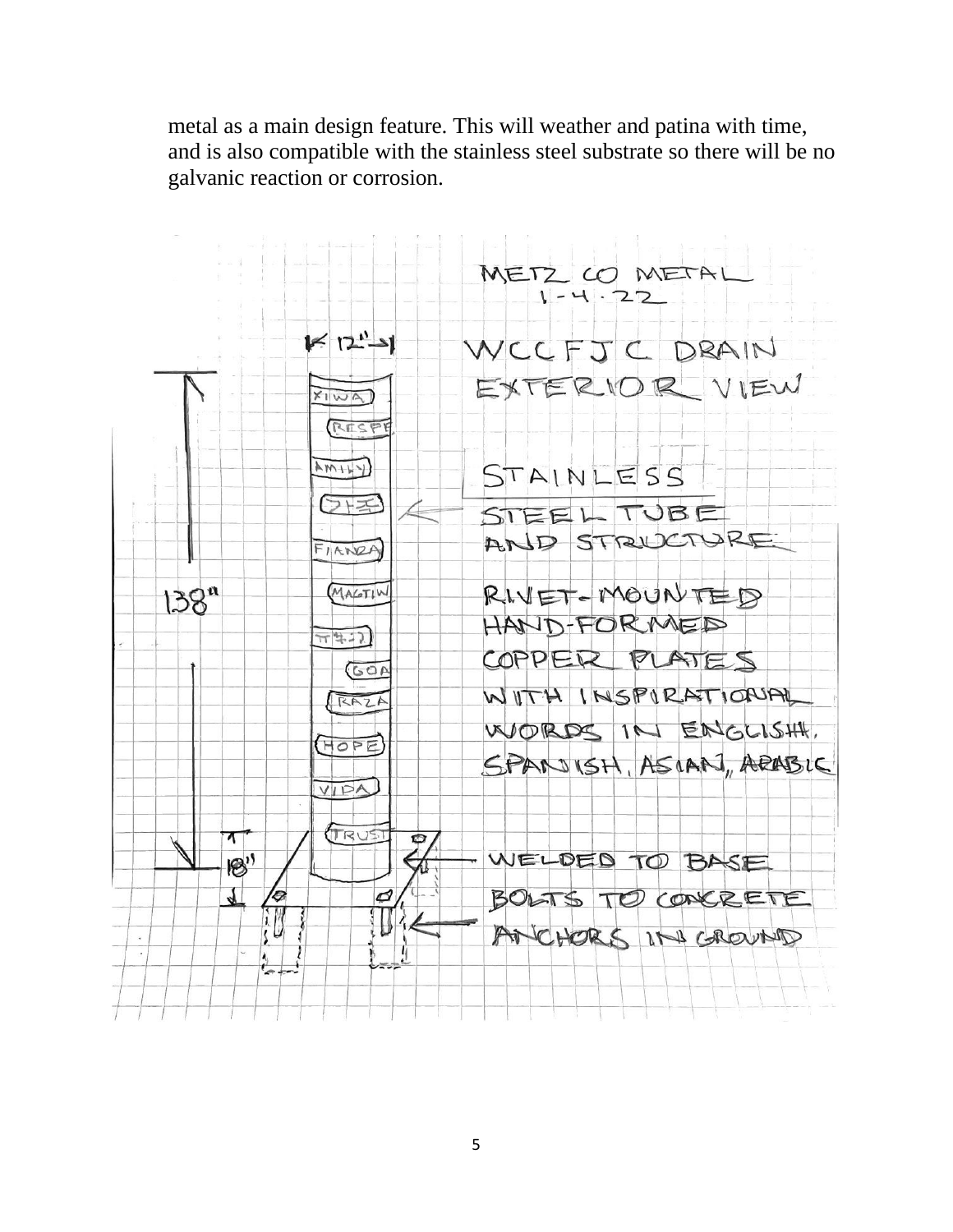metal as a main design feature. This will weather and patina with time, and is also compatible with the stainless steel substrate so there will be no galvanic reaction or corrosion.

METZ CO METAL
1-4-22

WCCFJC DRAIN
EXTERIOR VIEW

12"

138"

18"

STAINLESS STEEL TUBE AND STRUCTURE

RIVET-MOUNTED HAND-FORMED COPPER PLATES WITH INSPIRATIONAL WORDS IN ENGLISH, SPANISH, ASIAN, ARABIC

WELDED TO BASE

BOLTS TO CONCRETE ANCHORS IN GROUND

XIWA
RESPE
AMILY
가족
FIANZA
MAGTIW
가족
GOA
RAZA
HOPE
VIDA
TRUST